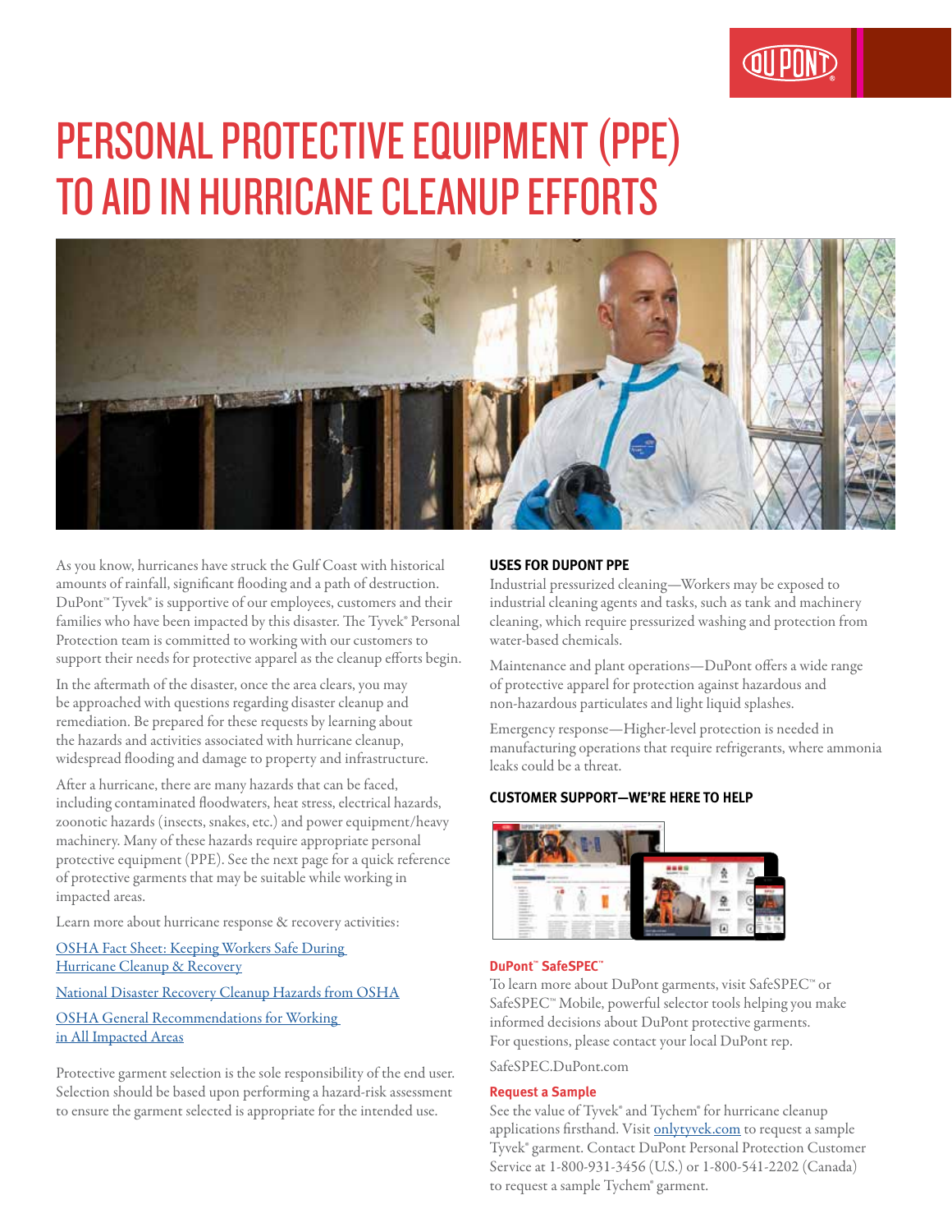# PERSONAL PROTECTIVE EQUIPMENT (PPE) TO AID IN HURRICANE CLEANUP EFFORTS

As you know, hurricanes have struck the Gulf Coast with historical amounts of rainfall, significant flooding and a path of destruction. DuPont™ Tyvek® is supportive of our employees, customers and their families who have been impacted by this disaster. The Tyvek® Personal Protection team is committed to working with our customers to support their needs for protective apparel as the cleanup efforts begin.

In the aftermath of the disaster, once the area clears, you may be approached with questions regarding disaster cleanup and remediation. Be prepared for these requests by learning about the hazards and activities associated with hurricane cleanup, widespread flooding and damage to property and infrastructure.

After a hurricane, there are many hazards that can be faced, including contaminated floodwaters, heat stress, electrical hazards, zoonotic hazards (insects, snakes, etc.) and power equipment/heavy machinery. Many of these hazards require appropriate personal protective equipment (PPE). See the next page for a quick reference of protective garments that may be suitable while working in impacted areas.

Learn more about hurricane response & recovery activities:

OSHA Fact Sheet: Keeping Workers Safe During Hurricane Cleanup & Recovery

National Disaster Recovery Cleanup Hazards from OSHA

OSHA General Recommendations for Working in All Impacted Areas

Protective garment selection is the sole responsibility of the end user. Selection should be based upon performing a hazard-risk assessment to ensure the garment selected is appropriate for the intended use.

## USES FOR DUPONT PPE

Industrial pressurized cleaning—Workers may be exposed to industrial cleaning agents and tasks, such as tank and machinery cleaning, which require pressurized washing and protection from water-based chemicals.

Maintenance and plant operations—DuPont offers a wide range of protective apparel for protection against hazardous and non-hazardous particulates and light liquid splashes.

Emergency response—Higher-level protection is needed in manufacturing operations that require refrigerants, where ammonia leaks could be a threat.

## CUSTOMER SUPPORT—WE'RE HERE TO HELP

### DuPont™ SafeSPEC™

To learn more about DuPont garments, visit SafeSPEC™ or SafeSPEC™ Mobile, powerful selector tools helping you make informed decisions about DuPont protective garments. For questions, please contact your local DuPont rep.

SafeSPEC.DuPont.com

### Request a Sample

See the value of Tyvek® and Tychem® for hurricane cleanup applications firsthand. Visit onlytyvek.com to request a sample Tyvek® garment. Contact DuPont Personal Protection Customer Service at 1-800-931-3456 (U.S.) or 1-800-541-2202 (Canada) to request a sample Tychem® garment.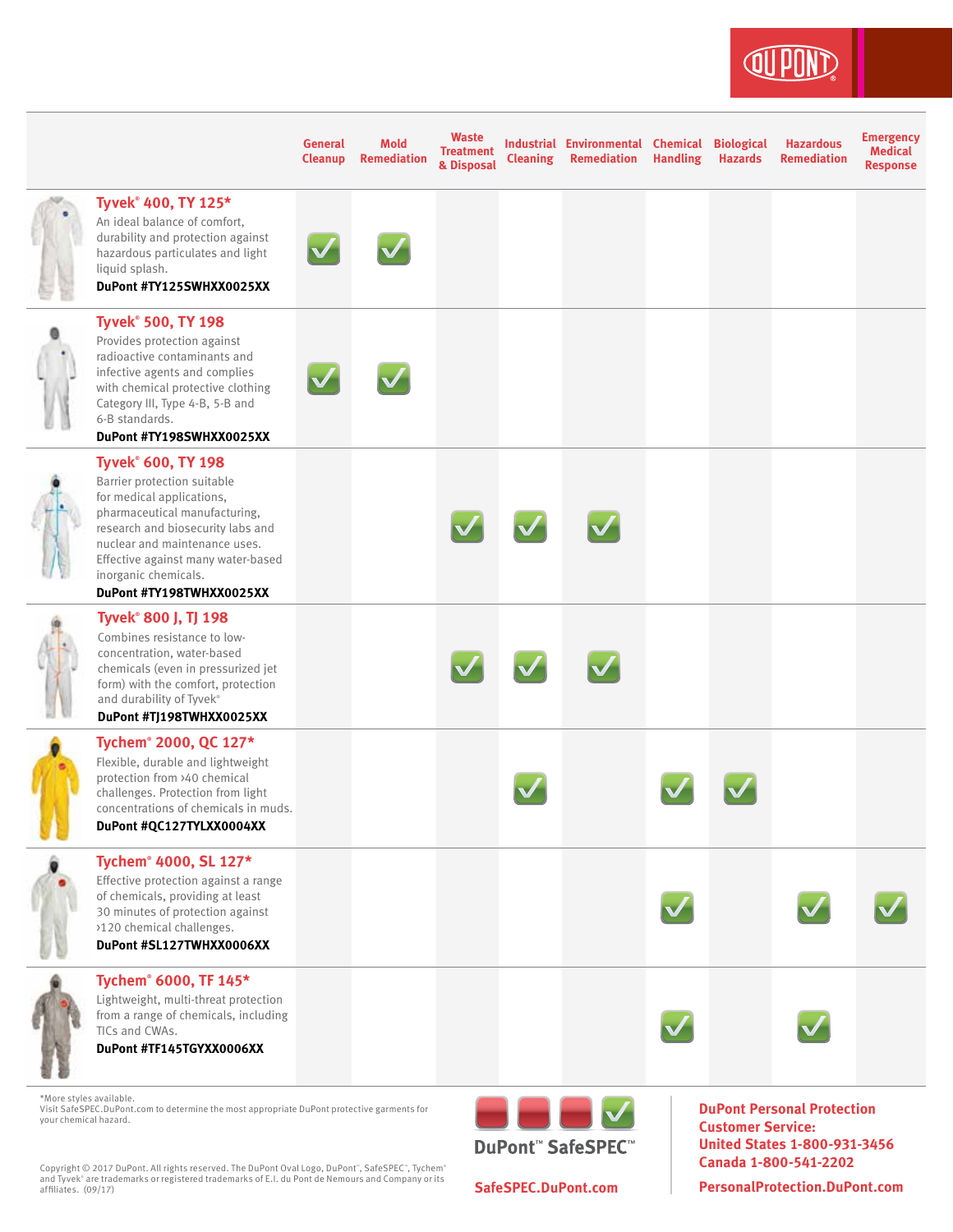| | General Cleanup | Mold Remediation | Waste Treatment & Disposal | Industrial Cleaning | Environmental Remediation | Chemical Handling | Biological Hazards | Hazardous Remediation | Emergency Medical Response |
|---|---|---|---|---|---|---|---|---|---|
| **Tyvek® 400, TY 125***<br>An ideal balance of comfort, durability and protection against hazardous particulates and light liquid splash.<br>**DuPont #TY125SWHXX0025XX** | ✓ | ✓ | | | | | | | |
| **Tyvek® 500, TY 198**<br>Provides protection against radioactive contaminants and infective agents and complies with chemical protective clothing Category III, Type 4-B, 5-B and 6-B standards.<br>**DuPont #TY198SWHXX0025XX** | ✓ | ✓ | | | | | | | |
| **Tyvek® 600, TY 198**<br>Barrier protection suitable for medical applications, pharmaceutical manufacturing, research and biosecurity labs and nuclear and maintenance uses. Effective against many water-based inorganic chemicals.<br>**DuPont #TY198TWHXX0025XX** | | | ✓ | ✓ | ✓ | | | | |
| **Tyvek® 800 J, TJ 198**<br>Combines resistance to low-concentration, water-based chemicals (even in pressurized jet form) with the comfort, protection and durability of Tyvek®<br>**DuPont #TJ198TWHXX0025XX** | | | ✓ | ✓ | ✓ | | | | |
| **Tychem® 2000, QC 127***<br>Flexible, durable and lightweight protection from >40 chemical challenges. Protection from light concentrations of chemicals in muds.<br>**DuPont #QC127TYLXX0004XX** | | | | ✓ | | ✓ | ✓ | | |
| **Tychem® 4000, SL 127***<br>Effective protection against a range of chemicals, providing at least 30 minutes of protection against >120 chemical challenges.<br>**DuPont #SL127TWHXX0006XX** | | | | | | ✓ | | ✓ | ✓ |
| **Tychem® 6000, TF 145***<br>Lightweight, multi-threat protection from a range of chemicals, including TICs and CWAs.<br>**DuPont #TF145TGYXX0006XX** | | | | | | ✓ | | ✓ | |

*More styles available.
Visit SafeSPEC.DuPont.com to determine the most appropriate DuPont protective garments for your chemical hazard.

Copyright © 2017 DuPont. All rights reserved. The DuPont Oval Logo, DuPont™, SafeSPEC™, Tychem® and Tyvek® are trademarks or registered trademarks of E.I. du Pont de Nemours and Company or its affiliates. (09/17)

**DuPont™ SafeSPEC™**

**SafeSPEC.DuPont.com**

**DuPont Personal Protection Customer Service:**
**United States 1-800-931-3456**
**Canada 1-800-541-2202**

**PersonalProtection.DuPont.com**